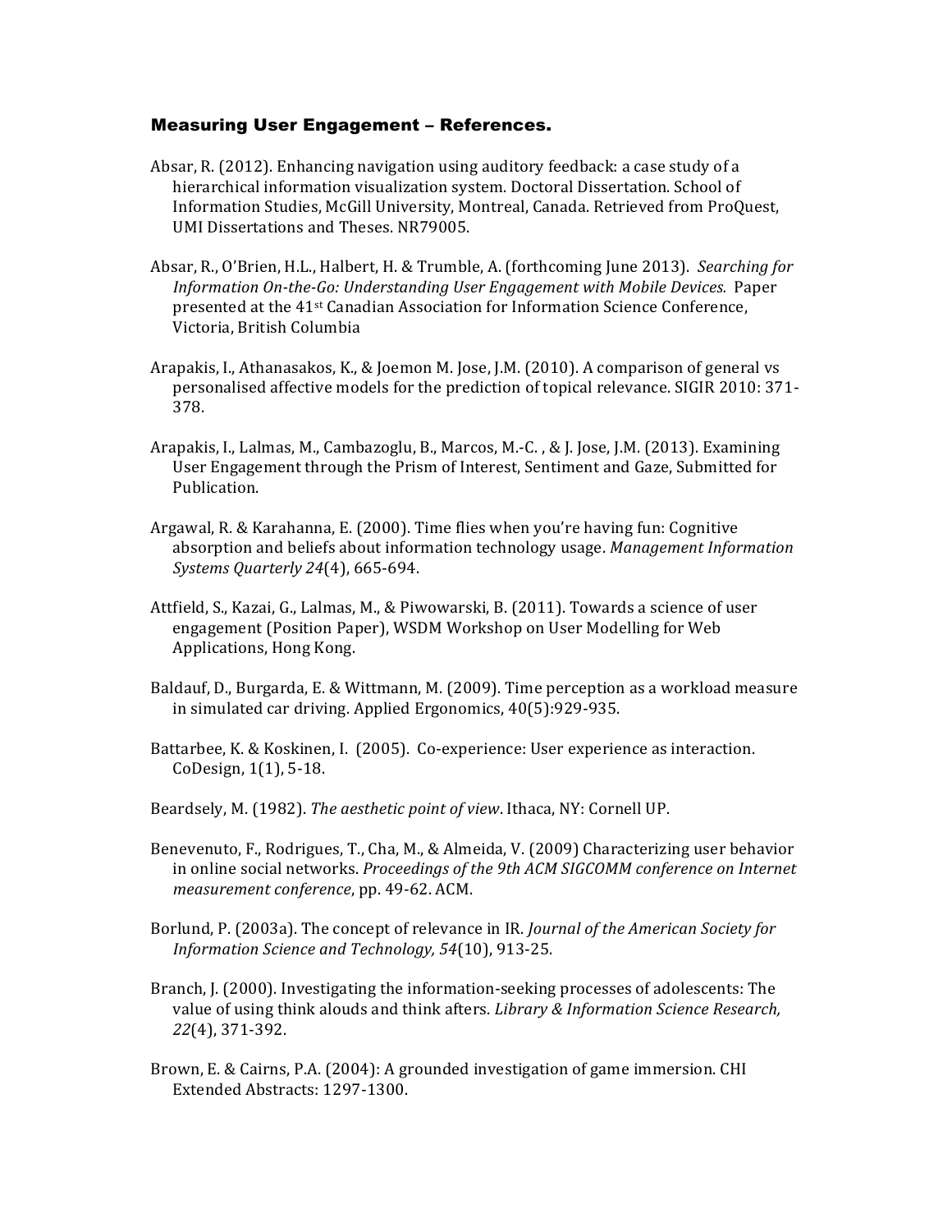### Measuring User Engagement – References.

Absar, R. (2012). Enhancing navigation using auditory feedback: a case study of a hierarchical information visualization system. Doctoral Dissertation. School of Information Studies, McGill University, Montreal, Canada. Retrieved from ProQuest, UMI Dissertations and Theses. NR79005.

Absar, R., O'Brien, H.L., Halbert, H. & Trumble, A. (forthcoming June 2013). *Searching for Information On-the-Go: Understanding User Engagement with Mobile Devices.* Paper presented at the 41st Canadian Association for Information Science Conference, Victoria, British Columbia

Arapakis, I., Athanasakos, K., & Joemon M. Jose, J.M. (2010). A comparison of general vs personalised affective models for the prediction of topical relevance. SIGIR 2010: 371-378.

Arapakis, I., Lalmas, M., Cambazoglu, B., Marcos, M.-C. , & J. Jose, J.M. (2013). Examining User Engagement through the Prism of Interest, Sentiment and Gaze, Submitted for Publication.

Argawal, R. & Karahanna, E. (2000). Time flies when you're having fun: Cognitive absorption and beliefs about information technology usage. *Management Information Systems Quarterly 24*(4), 665-694.

Attfield, S., Kazai, G., Lalmas, M., & Piwowarski, B. (2011). Towards a science of user engagement (Position Paper), WSDM Workshop on User Modelling for Web Applications, Hong Kong.

Baldauf, D., Burgarda, E. & Wittmann, M. (2009). Time perception as a workload measure in simulated car driving. Applied Ergonomics, 40(5):929-935.

Battarbee, K. & Koskinen, I. (2005). Co-experience: User experience as interaction. CoDesign, 1(1), 5-18.

Beardsely, M. (1982). *The aesthetic point of view*. Ithaca, NY: Cornell UP.

Benevenuto, F., Rodrigues, T., Cha, M., & Almeida, V. (2009) Characterizing user behavior in online social networks. *Proceedings of the 9th ACM SIGCOMM conference on Internet measurement conference*, pp. 49-62. ACM.

Borlund, P. (2003a). The concept of relevance in IR. *Journal of the American Society for Information Science and Technology, 54*(10), 913-25.

Branch, J. (2000). Investigating the information-seeking processes of adolescents: The value of using think alouds and think afters. *Library & Information Science Research, 22*(4), 371-392.

Brown, E. & Cairns, P.A. (2004): A grounded investigation of game immersion. CHI Extended Abstracts: 1297-1300.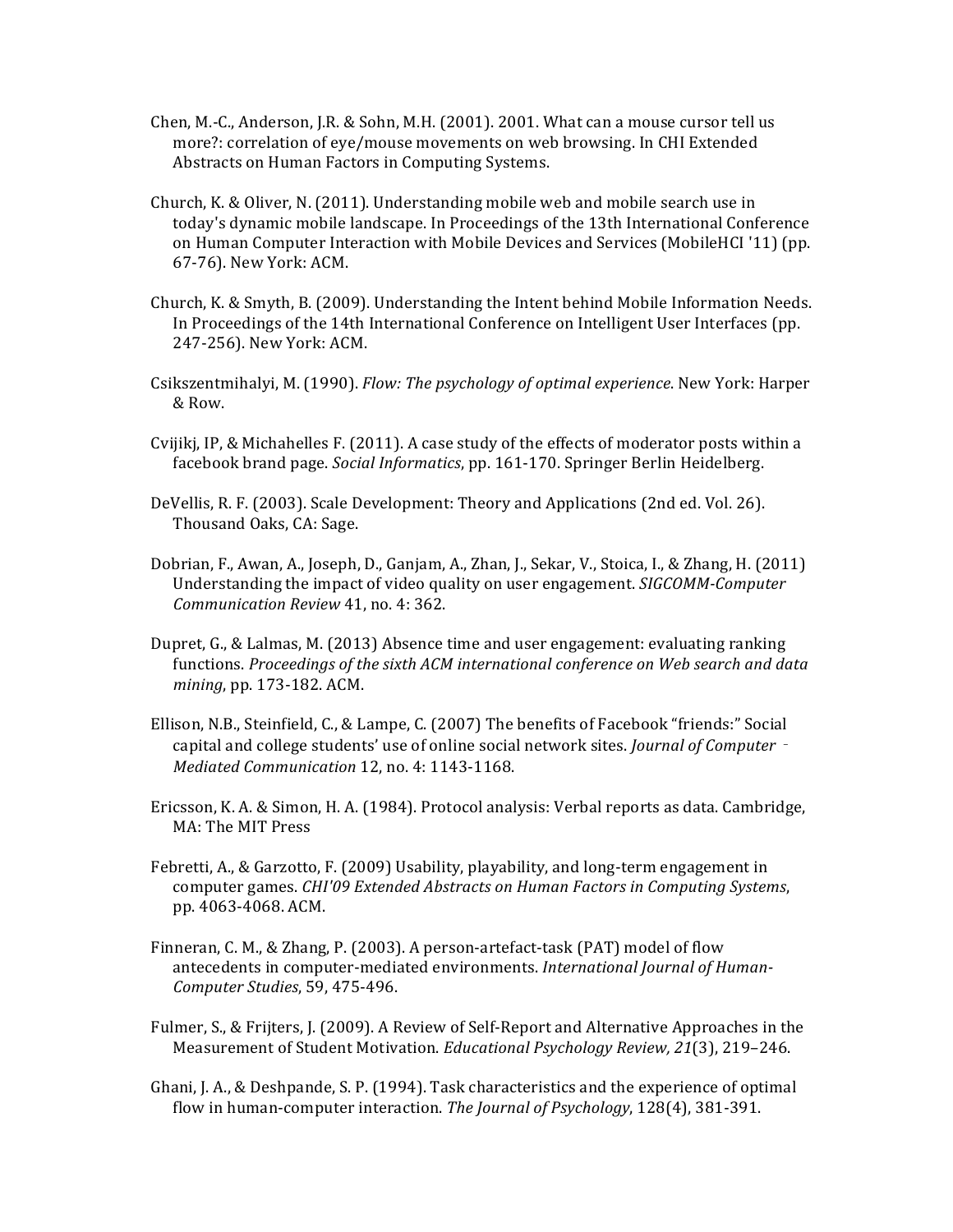Chen, M.-C., Anderson, J.R. & Sohn, M.H. (2001). 2001. What can a mouse cursor tell us more?: correlation of eye/mouse movements on web browsing. In CHI Extended Abstracts on Human Factors in Computing Systems.

Church, K. & Oliver, N. (2011). Understanding mobile web and mobile search use in today's dynamic mobile landscape. In Proceedings of the 13th International Conference on Human Computer Interaction with Mobile Devices and Services (MobileHCI '11) (pp. 67-76). New York: ACM.

Church, K. & Smyth, B. (2009). Understanding the Intent behind Mobile Information Needs. In Proceedings of the 14th International Conference on Intelligent User Interfaces (pp. 247-256). New York: ACM.

Csikszentmihalyi, M. (1990). *Flow: The psychology of optimal experience*. New York: Harper & Row.

Cvijikj, IP, & Michahelles F. (2011). A case study of the effects of moderator posts within a facebook brand page. *Social Informatics*, pp. 161-170. Springer Berlin Heidelberg.

DeVellis, R. F. (2003). Scale Development: Theory and Applications (2nd ed. Vol. 26). Thousand Oaks, CA: Sage.

Dobrian, F., Awan, A., Joseph, D., Ganjam, A., Zhan, J., Sekar, V., Stoica, I., & Zhang, H. (2011) Understanding the impact of video quality on user engagement. *SIGCOMM-Computer Communication Review* 41, no. 4: 362.

Dupret, G., & Lalmas, M. (2013) Absence time and user engagement: evaluating ranking functions. *Proceedings of the sixth ACM international conference on Web search and data mining*, pp. 173-182. ACM.

Ellison, N.B., Steinfield, C., & Lampe, C. (2007) The benefits of Facebook "friends:" Social capital and college students' use of online social network sites. *Journal of Computer‐Mediated Communication* 12, no. 4: 1143-1168.

Ericsson, K. A. & Simon, H. A. (1984). Protocol analysis: Verbal reports as data. Cambridge, MA: The MIT Press

Febretti, A., & Garzotto, F. (2009) Usability, playability, and long-term engagement in computer games. *CHI'09 Extended Abstracts on Human Factors in Computing Systems*, pp. 4063-4068. ACM.

Finneran, C. M., & Zhang, P. (2003). A person-artefact-task (PAT) model of flow antecedents in computer-mediated environments. *International Journal of Human-Computer Studies*, 59, 475-496.

Fulmer, S., & Frijters, J. (2009). A Review of Self-Report and Alternative Approaches in the Measurement of Student Motivation. *Educational Psychology Review, 21*(3), 219–246.

Ghani, J. A., & Deshpande, S. P. (1994). Task characteristics and the experience of optimal flow in human-computer interaction. *The Journal of Psychology*, 128(4), 381-391.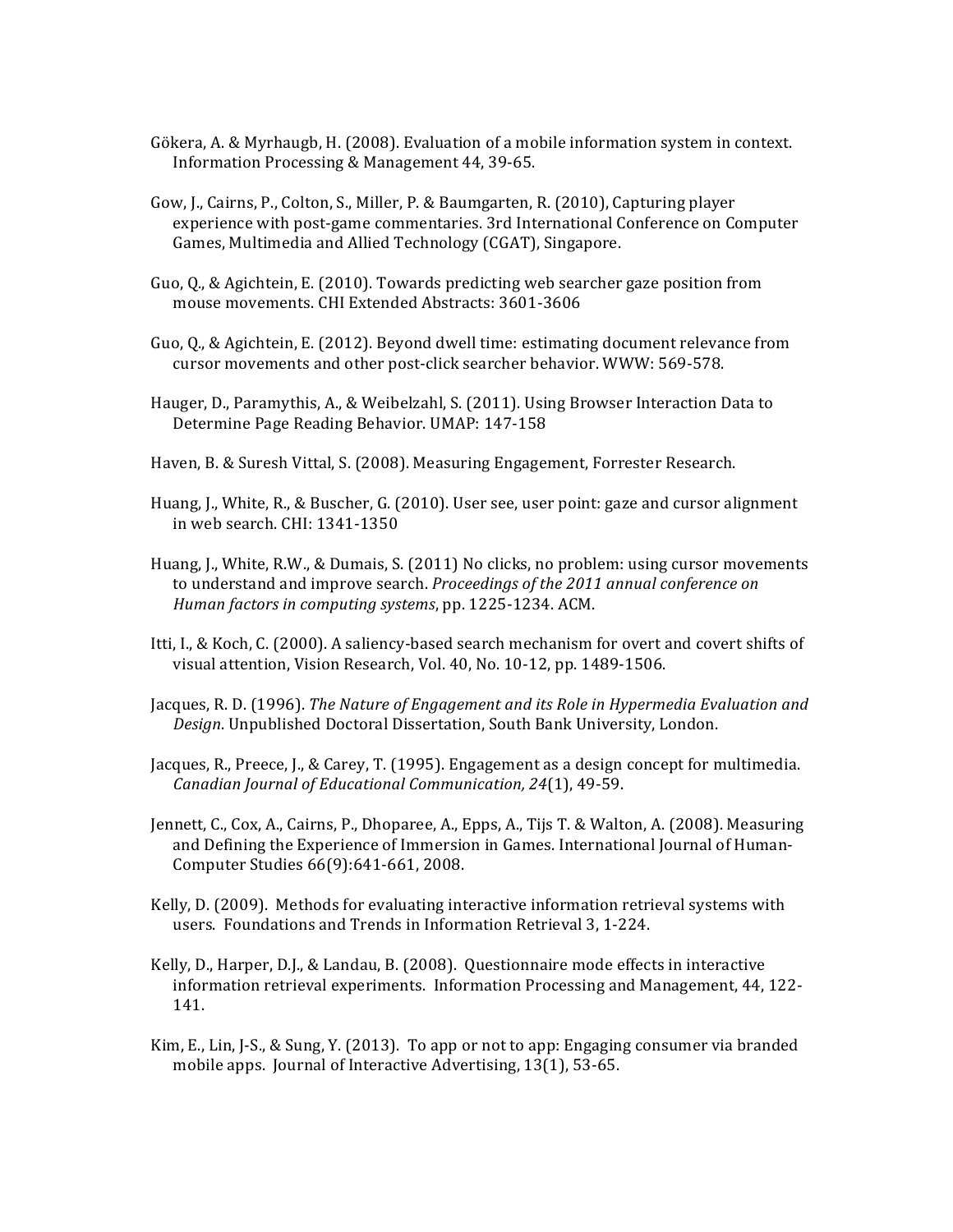Gökera, A. & Myrhaugb, H. (2008). Evaluation of a mobile information system in context. Information Processing & Management 44, 39-65.

Gow, J., Cairns, P., Colton, S., Miller, P. & Baumgarten, R. (2010), Capturing player experience with post-game commentaries. 3rd International Conference on Computer Games, Multimedia and Allied Technology (CGAT), Singapore.

Guo, Q., & Agichtein, E. (2010). Towards predicting web searcher gaze position from mouse movements. CHI Extended Abstracts: 3601-3606

Guo, Q., & Agichtein, E. (2012). Beyond dwell time: estimating document relevance from cursor movements and other post-click searcher behavior. WWW: 569-578.

Hauger, D., Paramythis, A., & Weibelzahl, S. (2011). Using Browser Interaction Data to Determine Page Reading Behavior. UMAP: 147-158

Haven, B. & Suresh Vittal, S. (2008). Measuring Engagement, Forrester Research.

Huang, J., White, R., & Buscher, G. (2010). User see, user point: gaze and cursor alignment in web search. CHI: 1341-1350

Huang, J., White, R.W., & Dumais, S. (2011) No clicks, no problem: using cursor movements to understand and improve search. *Proceedings of the 2011 annual conference on Human factors in computing systems*, pp. 1225-1234. ACM.

Itti, I., & Koch, C. (2000). A saliency-based search mechanism for overt and covert shifts of visual attention, Vision Research, Vol. 40, No. 10-12, pp. 1489-1506.

Jacques, R. D. (1996). *The Nature of Engagement and its Role in Hypermedia Evaluation and Design*. Unpublished Doctoral Dissertation, South Bank University, London.

Jacques, R., Preece, J., & Carey, T. (1995). Engagement as a design concept for multimedia. *Canadian Journal of Educational Communication, 24*(1), 49-59.

Jennett, C., Cox, A., Cairns, P., Dhoparee, A., Epps, A., Tijs T. & Walton, A. (2008). Measuring and Defining the Experience of Immersion in Games. International Journal of Human-Computer Studies 66(9):641-661, 2008.

Kelly, D. (2009). Methods for evaluating interactive information retrieval systems with users. Foundations and Trends in Information Retrieval 3, 1-224.

Kelly, D., Harper, D.J., & Landau, B. (2008). Questionnaire mode effects in interactive information retrieval experiments. Information Processing and Management, 44, 122-141.

Kim, E., Lin, J-S., & Sung, Y. (2013). To app or not to app: Engaging consumer via branded mobile apps. Journal of Interactive Advertising, 13(1), 53-65.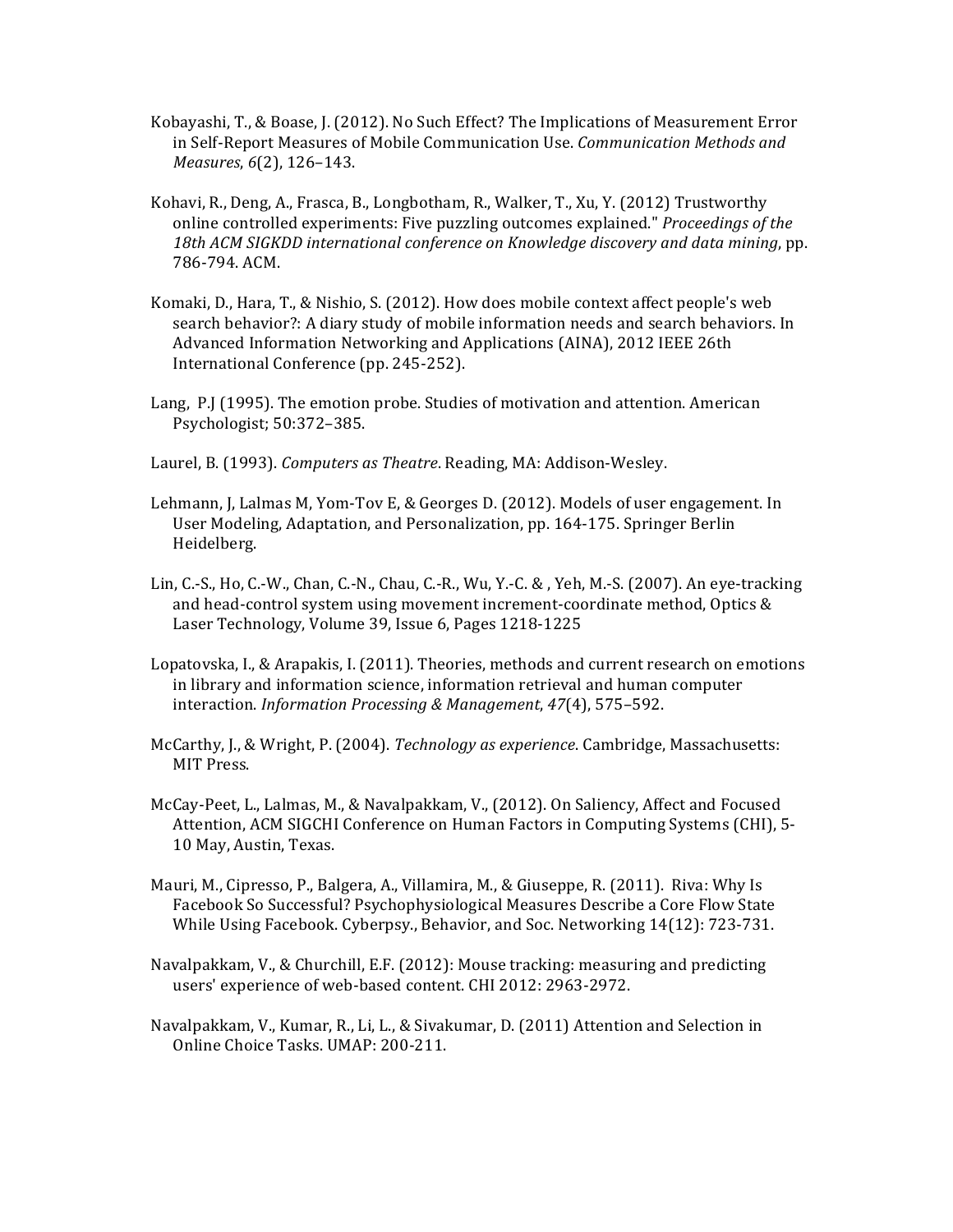Kobayashi, T., & Boase, J. (2012). No Such Effect? The Implications of Measurement Error in Self-Report Measures of Mobile Communication Use. *Communication Methods and Measures*, *6*(2), 126–143.

Kohavi, R., Deng, A., Frasca, B., Longbotham, R., Walker, T., Xu, Y. (2012) Trustworthy online controlled experiments: Five puzzling outcomes explained." *Proceedings of the 18th ACM SIGKDD international conference on Knowledge discovery and data mining*, pp. 786-794. ACM.

Komaki, D., Hara, T., & Nishio, S. (2012). How does mobile context affect people's web search behavior?: A diary study of mobile information needs and search behaviors. In Advanced Information Networking and Applications (AINA), 2012 IEEE 26th International Conference (pp. 245-252).

Lang, P.J (1995). The emotion probe. Studies of motivation and attention. American Psychologist; 50:372–385.

Laurel, B. (1993). *Computers as Theatre*. Reading, MA: Addison-Wesley.

Lehmann, J, Lalmas M, Yom-Tov E, & Georges D. (2012). Models of user engagement. In User Modeling, Adaptation, and Personalization, pp. 164-175. Springer Berlin Heidelberg.

Lin, C.-S., Ho, C.-W., Chan, C.-N., Chau, C.-R., Wu, Y.-C. & , Yeh, M.-S. (2007). An eye-tracking and head-control system using movement increment-coordinate method, Optics & Laser Technology, Volume 39, Issue 6, Pages 1218-1225

Lopatovska, I., & Arapakis, I. (2011). Theories, methods and current research on emotions in library and information science, information retrieval and human computer interaction. *Information Processing & Management*, *47*(4), 575–592.

McCarthy, J., & Wright, P. (2004). *Technology as experience*. Cambridge, Massachusetts: MIT Press.

McCay-Peet, L., Lalmas, M., & Navalpakkam, V., (2012). On Saliency, Affect and Focused Attention, ACM SIGCHI Conference on Human Factors in Computing Systems (CHI), 5-10 May, Austin, Texas.

Mauri, M., Cipresso, P., Balgera, A., Villamira, M., & Giuseppe, R. (2011). Riva: Why Is Facebook So Successful? Psychophysiological Measures Describe a Core Flow State While Using Facebook. Cyberpsy., Behavior, and Soc. Networking 14(12): 723-731.

Navalpakkam, V., & Churchill, E.F. (2012): Mouse tracking: measuring and predicting users' experience of web-based content. CHI 2012: 2963-2972.

Navalpakkam, V., Kumar, R., Li, L., & Sivakumar, D. (2011) Attention and Selection in Online Choice Tasks. UMAP: 200-211.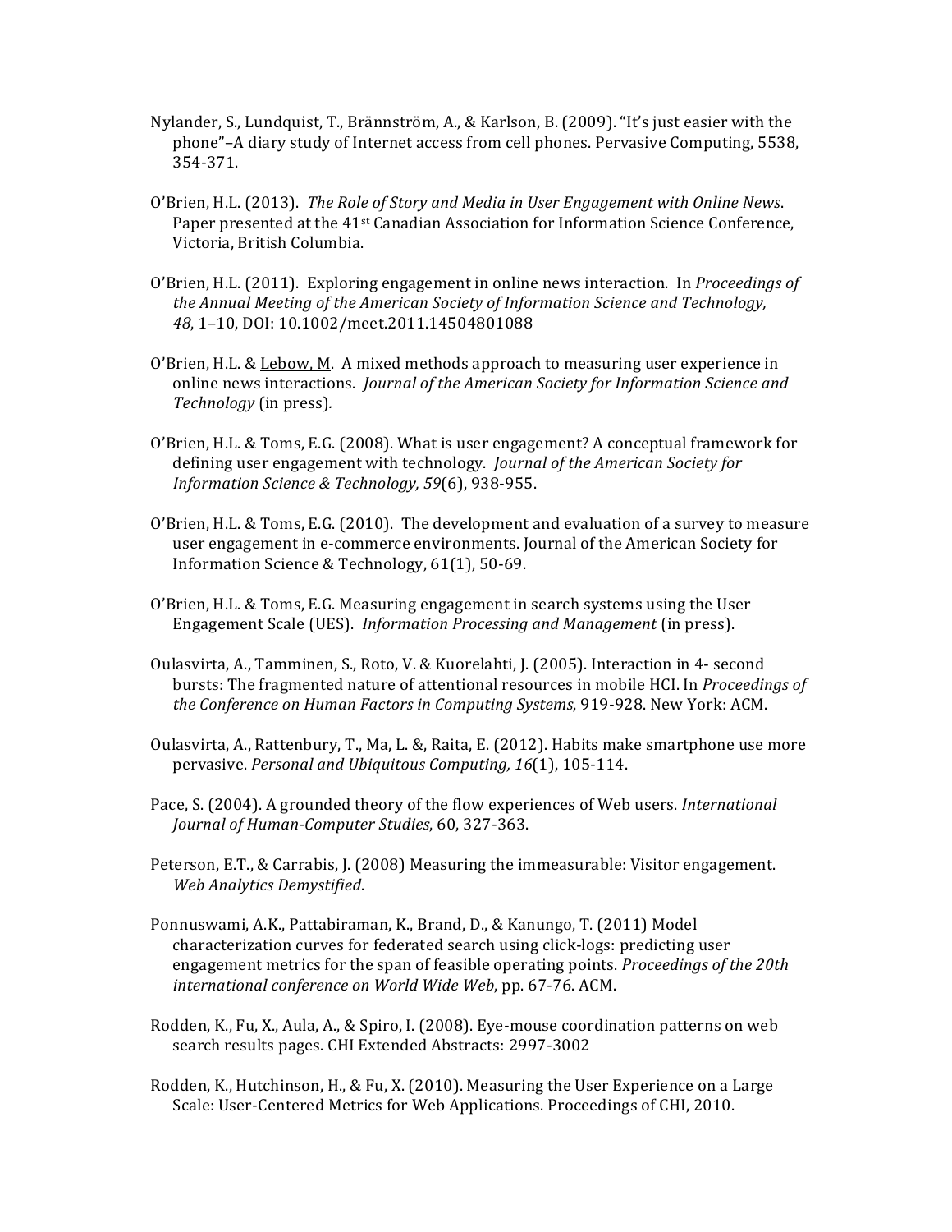Nylander, S., Lundquist, T., Brännström, A., & Karlson, B. (2009). "It's just easier with the phone"–A diary study of Internet access from cell phones. Pervasive Computing, 5538, 354-371.

O'Brien, H.L. (2013). *The Role of Story and Media in User Engagement with Online News*. Paper presented at the 41st Canadian Association for Information Science Conference, Victoria, British Columbia.

O'Brien, H.L. (2011). Exploring engagement in online news interaction. In *Proceedings of the Annual Meeting of the American Society of Information Science and Technology, 48*, 1–10, DOI: 10.1002/meet.2011.14504801088

O'Brien, H.L. & <u>Lebow, M</u>. A mixed methods approach to measuring user experience in online news interactions. *Journal of the American Society for Information Science and Technology* (in press).

O'Brien, H.L. & Toms, E.G. (2008). What is user engagement? A conceptual framework for defining user engagement with technology. *Journal of the American Society for Information Science & Technology, 59*(6), 938-955.

O'Brien, H.L. & Toms, E.G. (2010). The development and evaluation of a survey to measure user engagement in e-commerce environments. Journal of the American Society for Information Science & Technology, 61(1), 50-69.

O'Brien, H.L. & Toms, E.G. Measuring engagement in search systems using the User Engagement Scale (UES). *Information Processing and Management* (in press).

Oulasvirta, A., Tamminen, S., Roto, V. & Kuorelahti, J. (2005). Interaction in 4- second bursts: The fragmented nature of attentional resources in mobile HCI. In *Proceedings of the Conference on Human Factors in Computing Systems*, 919-928. New York: ACM.

Oulasvirta, A., Rattenbury, T., Ma, L. &, Raita, E. (2012). Habits make smartphone use more pervasive. *Personal and Ubiquitous Computing, 16*(1), 105-114.

Pace, S. (2004). A grounded theory of the flow experiences of Web users. *International Journal of Human-Computer Studies*, 60, 327-363.

Peterson, E.T., & Carrabis, J. (2008) Measuring the immeasurable: Visitor engagement. *Web Analytics Demystified*.

Ponnuswami, A.K., Pattabiraman, K., Brand, D., & Kanungo, T. (2011) Model characterization curves for federated search using click-logs: predicting user engagement metrics for the span of feasible operating points. *Proceedings of the 20th international conference on World Wide Web*, pp. 67-76. ACM.

Rodden, K., Fu, X., Aula, A., & Spiro, I. (2008). Eye-mouse coordination patterns on web search results pages. CHI Extended Abstracts: 2997-3002

Rodden, K., Hutchinson, H., & Fu, X. (2010). Measuring the User Experience on a Large Scale: User-Centered Metrics for Web Applications. Proceedings of CHI, 2010.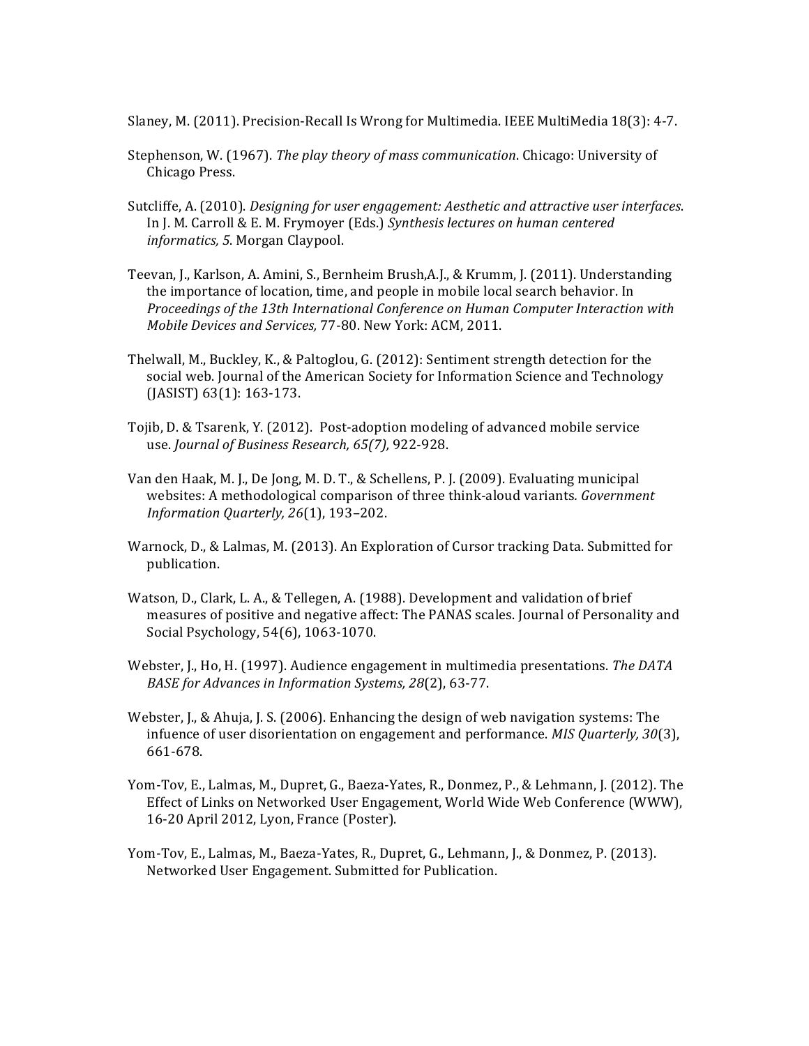Slaney, M. (2011). Precision-Recall Is Wrong for Multimedia. IEEE MultiMedia 18(3): 4-7.

Stephenson, W. (1967). *The play theory of mass communication*. Chicago: University of Chicago Press.

Sutcliffe, A. (2010). *Designing for user engagement: Aesthetic and attractive user interfaces*. In J. M. Carroll & E. M. Frymoyer (Eds.) *Synthesis lectures on human centered informatics, 5*. Morgan Claypool.

Teevan, J., Karlson, A. Amini, S., Bernheim Brush,A.J., & Krumm, J. (2011). Understanding the importance of location, time, and people in mobile local search behavior. In *Proceedings of the 13th International Conference on Human Computer Interaction with Mobile Devices and Services,* 77-80. New York: ACM, 2011.

Thelwall, M., Buckley, K., & Paltoglou, G. (2012): Sentiment strength detection for the social web. Journal of the American Society for Information Science and Technology (JASIST) 63(1): 163-173.

Tojib, D. & Tsarenk, Y. (2012). Post-adoption modeling of advanced mobile service use. *Journal of Business Research, 65(7),* 922-928.

Van den Haak, M. J., De Jong, M. D. T., & Schellens, P. J. (2009). Evaluating municipal websites: A methodological comparison of three think-aloud variants*. Government Information Quarterly, 26*(1), 193–202.

Warnock, D., & Lalmas, M. (2013). An Exploration of Cursor tracking Data. Submitted for publication.

Watson, D., Clark, L. A., & Tellegen, A. (1988). Development and validation of brief measures of positive and negative affect: The PANAS scales. Journal of Personality and Social Psychology, 54(6), 1063-1070.

Webster, J., Ho, H. (1997). Audience engagement in multimedia presentations. *The DATA BASE for Advances in Information Systems, 28*(2), 63-77.

Webster, J., & Ahuja, J. S. (2006). Enhancing the design of web navigation systems: The infuence of user disorientation on engagement and performance. *MIS Quarterly, 30*(3), 661-678.

Yom-Tov, E., Lalmas, M., Dupret, G., Baeza-Yates, R., Donmez, P., & Lehmann, J. (2012). The Effect of Links on Networked User Engagement, World Wide Web Conference (WWW), 16-20 April 2012, Lyon, France (Poster).

Yom-Tov, E., Lalmas, M., Baeza-Yates, R., Dupret, G., Lehmann, J., & Donmez, P. (2013). Networked User Engagement. Submitted for Publication.